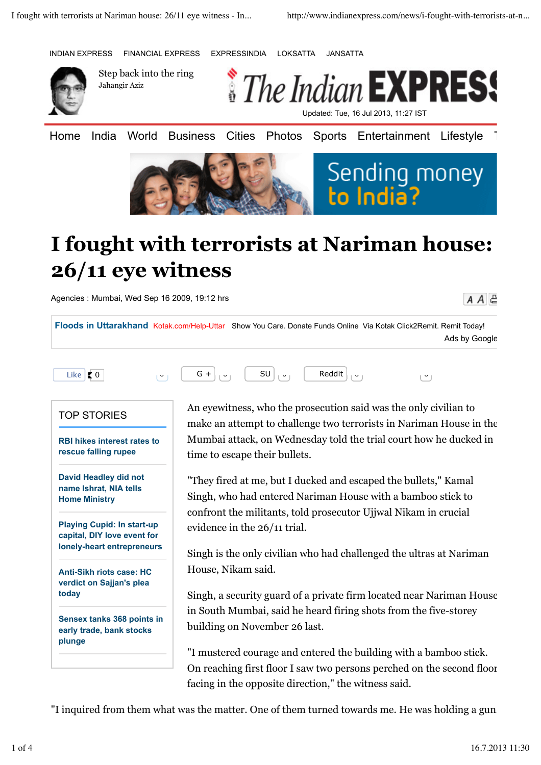INDIAN EXPRESS FINANCIAL EXPRESS EXPRESSINDIA LOKSATTA JANSATTA

Step back into the ring
Jahangir Aziz

The Indian EXPRESS

Updated: Tue, 16 Jul 2013, 11:27 IST

Home India World Business Cities Photos Sports Entertainment Lifestyle

Sending money to India?

# I fought with terrorists at Nariman house: 26/11 eye witness

Agencies : Mumbai, Wed Sep 16 2009, 19:12 hrs

**Floods in Uttarakhand** Kotak.com/Help-Uttar Show You Care. Donate Funds Online Via Kotak Click2Remit. Remit Today!
Ads by Google

Like 0 G + SU Reddit

## TOP STORIES

- **RBI hikes interest rates to rescue falling rupee**
- **David Headley did not name Ishrat, NIA tells Home Ministry**
- **Playing Cupid: In start-up capital, DIY love event for lonely-heart entrepreneurs**
- **Anti-Sikh riots case: HC verdict on Sajjan's plea today**
- **Sensex tanks 368 points in early trade, bank stocks plunge**

An eyewitness, who the prosecution said was the only civilian to make an attempt to challenge two terrorists in Nariman House in the Mumbai attack, on Wednesday told the trial court how he ducked in time to escape their bullets.

"They fired at me, but I ducked and escaped the bullets," Kamal Singh, who had entered Nariman House with a bamboo stick to confront the militants, told prosecutor Ujjwal Nikam in crucial evidence in the 26/11 trial.

Singh is the only civilian who had challenged the ultras at Nariman House, Nikam said.

Singh, a security guard of a private firm located near Nariman House in South Mumbai, said he heard firing shots from the five-storey building on November 26 last.

"I mustered courage and entered the building with a bamboo stick. On reaching first floor I saw two persons perched on the second floor facing in the opposite direction," the witness said.

"I inquired from them what was the matter. One of them turned towards me. He was holding a gun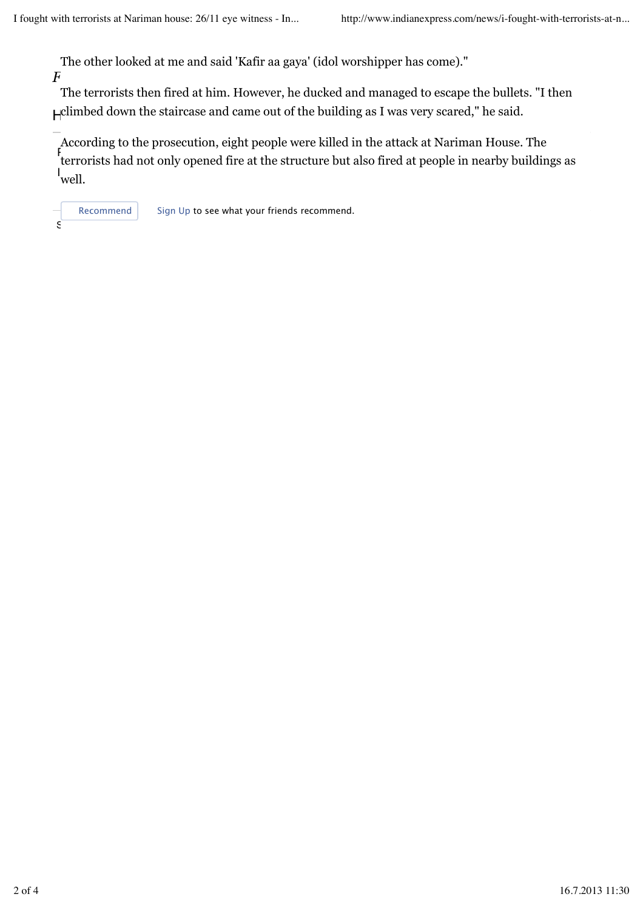The other looked at me and said 'Kafir aa gaya' (idol worshipper has come)."

The terrorists then fired at him. However, he ducked and managed to escape the bullets. "I then climbed down the staircase and came out of the building as I was very scared," he said.

According to the prosecution, eight people were killed in the attack at Nariman House. The terrorists had not only opened fire at the structure but also fired at people in nearby buildings as well.